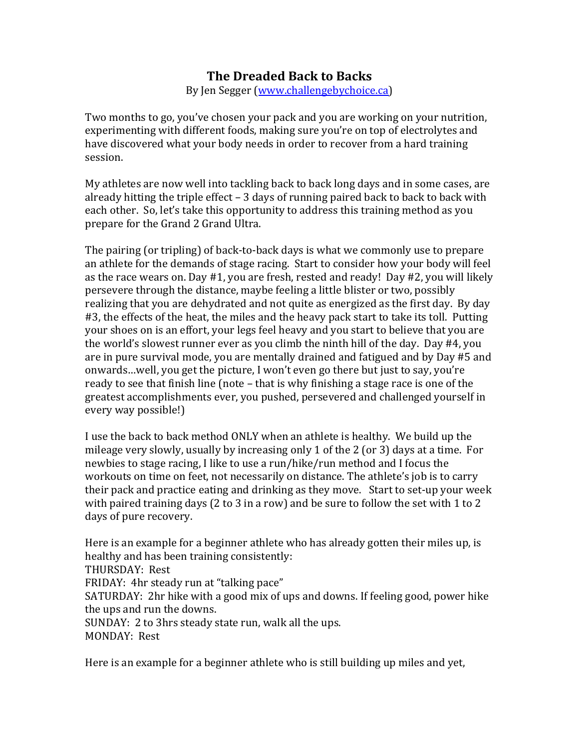# The Dreaded Back to Backs

By Jen Segger ([www.challengebychoice.ca](www.challengebychoice.ca))

Two months to go, you've chosen your pack and you are working on your nutrition, experimenting with different foods, making sure you're on top of electrolytes and have discovered what your body needs in order to recover from a hard training session.

My athletes are now well into tackling back to back long days and in some cases, are already hitting the triple effect – 3 days of running paired back to back to back with each other. So, let's take this opportunity to address this training method as you prepare for the Grand 2 Grand Ultra.

The pairing (or tripling) of back-to-back days is what we commonly use to prepare an athlete for the demands of stage racing. Start to consider how your body will feel as the race wears on. Day #1, you are fresh, rested and ready! Day #2, you will likely persevere through the distance, maybe feeling a little blister or two, possibly realizing that you are dehydrated and not quite as energized as the first day. By day #3, the effects of the heat, the miles and the heavy pack start to take its toll. Putting your shoes on is an effort, your legs feel heavy and you start to believe that you are the world's slowest runner ever as you climb the ninth hill of the day. Day #4, you are in pure survival mode, you are mentally drained and fatigued and by Day #5 and onwards…well, you get the picture, I won't even go there but just to say, you're ready to see that finish line (note – that is why finishing a stage race is one of the greatest accomplishments ever, you pushed, persevered and challenged yourself in every way possible!)

I use the back to back method ONLY when an athlete is healthy. We build up the mileage very slowly, usually by increasing only 1 of the 2 (or 3) days at a time. For newbies to stage racing, I like to use a run/hike/run method and I focus the workouts on time on feet, not necessarily on distance. The athlete's job is to carry their pack and practice eating and drinking as they move. Start to set-up your week with paired training days (2 to 3 in a row) and be sure to follow the set with 1 to 2 days of pure recovery.

Here is an example for a beginner athlete who has already gotten their miles up, is healthy and has been training consistently:

THURSDAY: Rest
FRIDAY: 4hr steady run at "talking pace"
SATURDAY: 2hr hike with a good mix of ups and downs. If feeling good, power hike the ups and run the downs.
SUNDAY: 2 to 3hrs steady state run, walk all the ups.
MONDAY: Rest

Here is an example for a beginner athlete who is still building up miles and yet,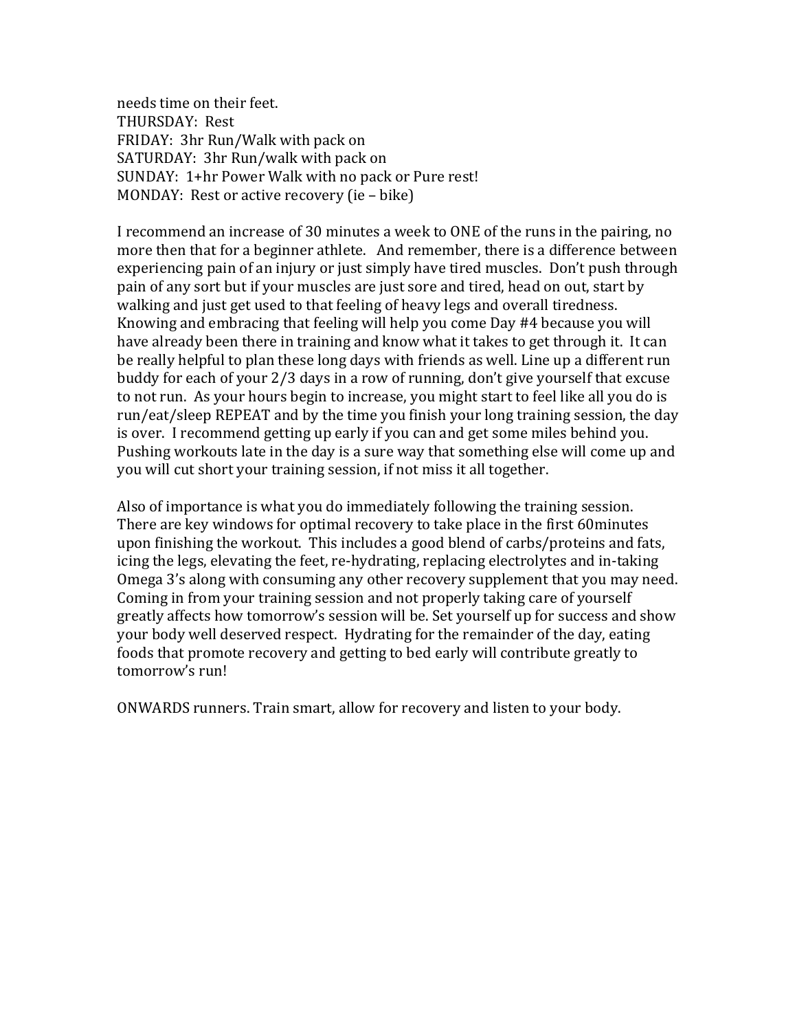needs time on their feet.
THURSDAY: Rest
FRIDAY: 3hr Run/Walk with pack on
SATURDAY: 3hr Run/walk with pack on
SUNDAY: 1+hr Power Walk with no pack or Pure rest!
MONDAY: Rest or active recovery (ie – bike)

I recommend an increase of 30 minutes a week to ONE of the runs in the pairing, no more then that for a beginner athlete. And remember, there is a difference between experiencing pain of an injury or just simply have tired muscles. Don't push through pain of any sort but if your muscles are just sore and tired, head on out, start by walking and just get used to that feeling of heavy legs and overall tiredness. Knowing and embracing that feeling will help you come Day #4 because you will have already been there in training and know what it takes to get through it. It can be really helpful to plan these long days with friends as well. Line up a different run buddy for each of your 2/3 days in a row of running, don't give yourself that excuse to not run. As your hours begin to increase, you might start to feel like all you do is run/eat/sleep REPEAT and by the time you finish your long training session, the day is over. I recommend getting up early if you can and get some miles behind you. Pushing workouts late in the day is a sure way that something else will come up and you will cut short your training session, if not miss it all together.

Also of importance is what you do immediately following the training session. There are key windows for optimal recovery to take place in the first 60minutes upon finishing the workout. This includes a good blend of carbs/proteins and fats, icing the legs, elevating the feet, re-hydrating, replacing electrolytes and in-taking Omega 3's along with consuming any other recovery supplement that you may need. Coming in from your training session and not properly taking care of yourself greatly affects how tomorrow's session will be. Set yourself up for success and show your body well deserved respect. Hydrating for the remainder of the day, eating foods that promote recovery and getting to bed early will contribute greatly to tomorrow's run!

ONWARDS runners. Train smart, allow for recovery and listen to your body.